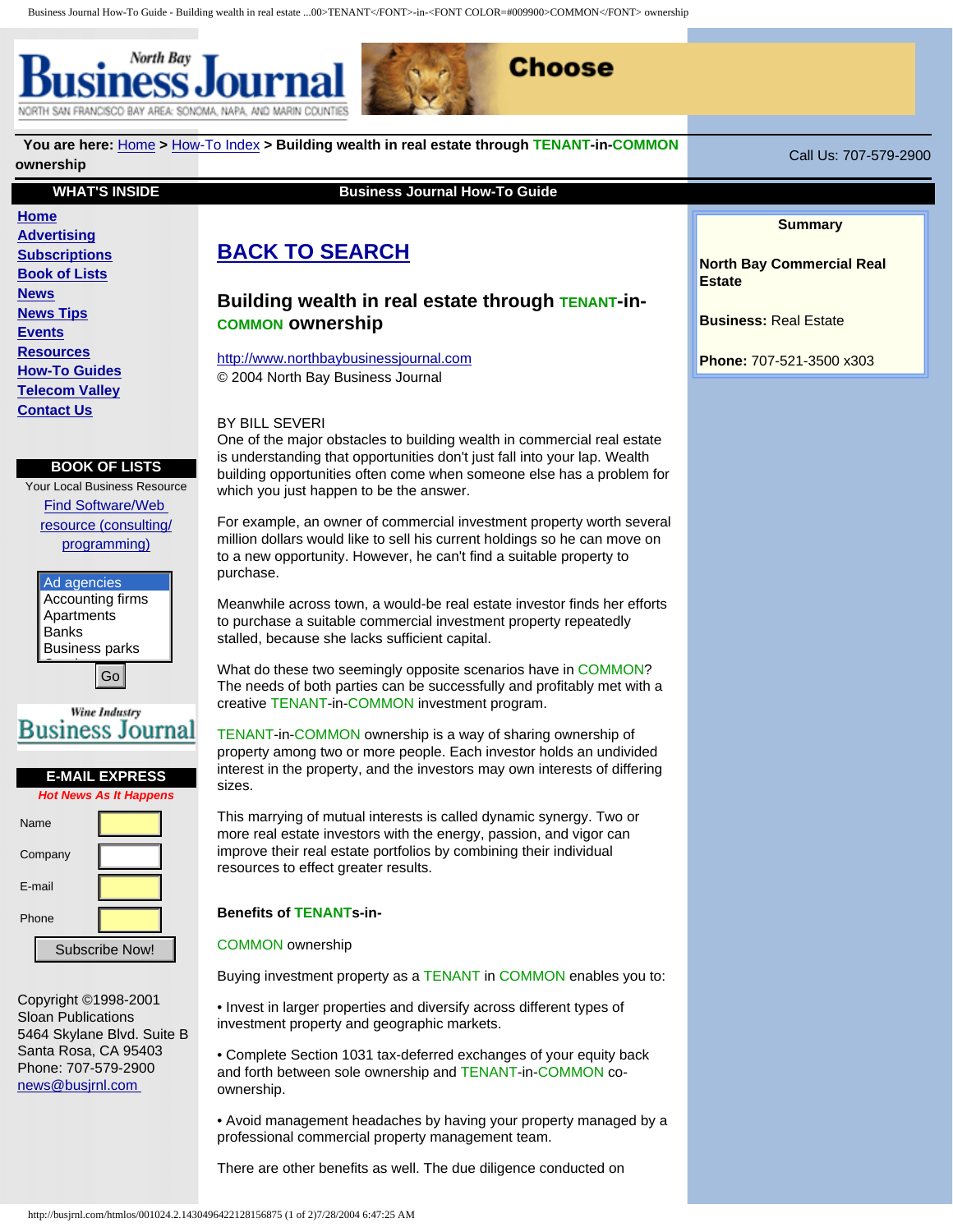You are here: [Home](#) > [How-To Index](#) > **Building wealth in real estate through TENANT-in-COMMON ownership**

Call Us: 707-579-2900

**WHAT'S INSIDE**

- [Home](#)
- [Advertising](#)
- [Subscriptions](#)
- [Book of Lists](#)
- [News](#)
- [News Tips](#)
- [Events](#)
- [Resources](#)
- [How-To Guides](#)
- [Telecom Valley](#)
- [Contact Us](#)

**BOOK OF LISTS**

Your Local Business Resource

[Find Software/Web resource (consulting/programming)](#)

Ad agencies
Accounting firms
Apartments
Banks
Business parks

Go

**E-MAIL EXPRESS**

*Hot News As It Happens*

Name

Company

E-mail

Phone

Subscribe Now!

Copyright ©1998-2001
Sloan Publications
5464 Skylane Blvd. Suite B
Santa Rosa, CA 95403
Phone: 707-579-2900
[news@busjrnl.com](#)

**Business Journal How-To Guide**

## [BACK TO SEARCH](#)

### Building wealth in real estate through TENANT-in-COMMON ownership

[http://www.northbaybusinessjournal.com](http://www.northbaybusinessjournal.com)
© 2004 North Bay Business Journal

BY BILL SEVERI
One of the major obstacles to building wealth in commercial real estate is understanding that opportunities don't just fall into your lap. Wealth building opportunities often come when someone else has a problem for which you just happen to be the answer.

For example, an owner of commercial investment property worth several million dollars would like to sell his current holdings so he can move on to a new opportunity. However, he can't find a suitable property to purchase.

Meanwhile across town, a would-be real estate investor finds her efforts to purchase a suitable commercial investment property repeatedly stalled, because she lacks sufficient capital.

What do these two seemingly opposite scenarios have in COMMON? The needs of both parties can be successfully and profitably met with a creative TENANT-in-COMMON investment program.

TENANT-in-COMMON ownership is a way of sharing ownership of property among two or more people. Each investor holds an undivided interest in the property, and the investors may own interests of differing sizes.

This marrying of mutual interests is called dynamic synergy. Two or more real estate investors with the energy, passion, and vigor can improve their real estate portfolios by combining their individual resources to effect greater results.

**Benefits of TENANTs-in-**

COMMON ownership

Buying investment property as a TENANT in COMMON enables you to:

• Invest in larger properties and diversify across different types of investment property and geographic markets.

• Complete Section 1031 tax-deferred exchanges of your equity back and forth between sole ownership and TENANT-in-COMMON co-ownership.

• Avoid management headaches by having your property managed by a professional commercial property management team.

There are other benefits as well. The due diligence conducted on

**Summary**

**North Bay Commercial Real Estate**

**Business:** Real Estate

**Phone:** 707-521-3500 x303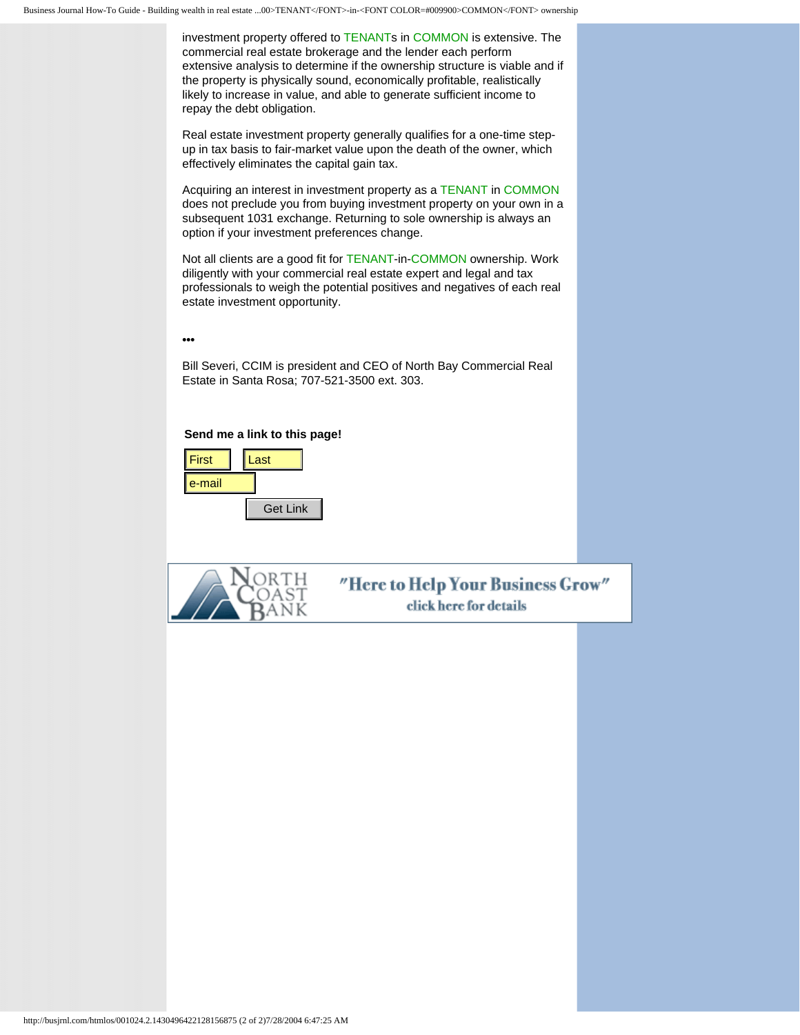investment property offered to TENANTs in COMMON is extensive. The commercial real estate brokerage and the lender each perform extensive analysis to determine if the ownership structure is viable and if the property is physically sound, economically profitable, realistically likely to increase in value, and able to generate sufficient income to repay the debt obligation.

Real estate investment property generally qualifies for a one-time step-up in tax basis to fair-market value upon the death of the owner, which effectively eliminates the capital gain tax.

Acquiring an interest in investment property as a TENANT in COMMON does not preclude you from buying investment property on your own in a subsequent 1031 exchange. Returning to sole ownership is always an option if your investment preferences change.

Not all clients are a good fit for TENANT-in-COMMON ownership. Work diligently with your commercial real estate expert and legal and tax professionals to weigh the potential positives and negatives of each real estate investment opportunity.

•••

Bill Severi, CCIM is president and CEO of North Bay Commercial Real Estate in Santa Rosa; 707-521-3500 ext. 303.

**Send me a link to this page!**

First Last

e-mail

Get Link

NORTH COAST BANK "Here to Help Your Business Grow" click here for details